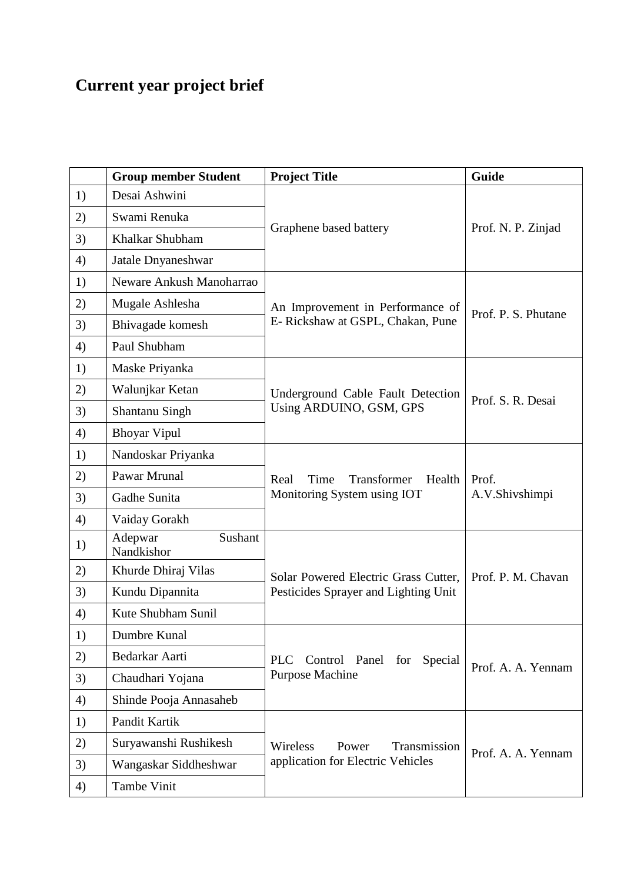# Current year project brief

| | Group member Student | Project Title | Guide |
|---|---|---|---|
| 1) | Desai Ashwini | Graphene based battery | Prof. N. P. Zinjad |
| 2) | Swami Renuka | | |
| 3) | Khalkar Shubham | | |
| 4) | Jatale Dnyaneshwar | | |
| 1) | Neware Ankush Manoharrao | An Improvement in Performance of E- Rickshaw at GSPL, Chakan, Pune | Prof. P. S. Phutane |
| 2) | Mugale Ashlesha | | |
| 3) | Bhivagade komesh | | |
| 4) | Paul Shubham | | |
| 1) | Maske Priyanka | Underground Cable Fault Detection Using ARDUINO, GSM, GPS | Prof. S. R. Desai |
| 2) | Walunjkar Ketan | | |
| 3) | Shantanu Singh | | |
| 4) | Bhoyar Vipul | | |
| 1) | Nandoskar Priyanka | Real Time Transformer Health Monitoring System using IOT | Prof. A.V.Shivshimpi |
| 2) | Pawar Mrunal | | |
| 3) | Gadhe Sunita | | |
| 4) | Vaiday Gorakh | | |
| 1) | Adepwar Sushant Nandkishor | Solar Powered Electric Grass Cutter, Pesticides Sprayer and Lighting Unit | Prof. P. M. Chavan |
| 2) | Khurde Dhiraj Vilas | | |
| 3) | Kundu Dipannita | | |
| 4) | Kute Shubham Sunil | | |
| 1) | Dumbre Kunal | PLC Control Panel for Special Purpose Machine | Prof. A. A. Yennam |
| 2) | Bedarkar Aarti | | |
| 3) | Chaudhari Yojana | | |
| 4) | Shinde Pooja Annasaheb | | |
| 1) | Pandit Kartik | Wireless Power Transmission application for Electric Vehicles | Prof. A. A. Yennam |
| 2) | Suryawanshi Rushikesh | | |
| 3) | Wangaskar Siddheshwar | | |
| 4) | Tambe Vinit | | |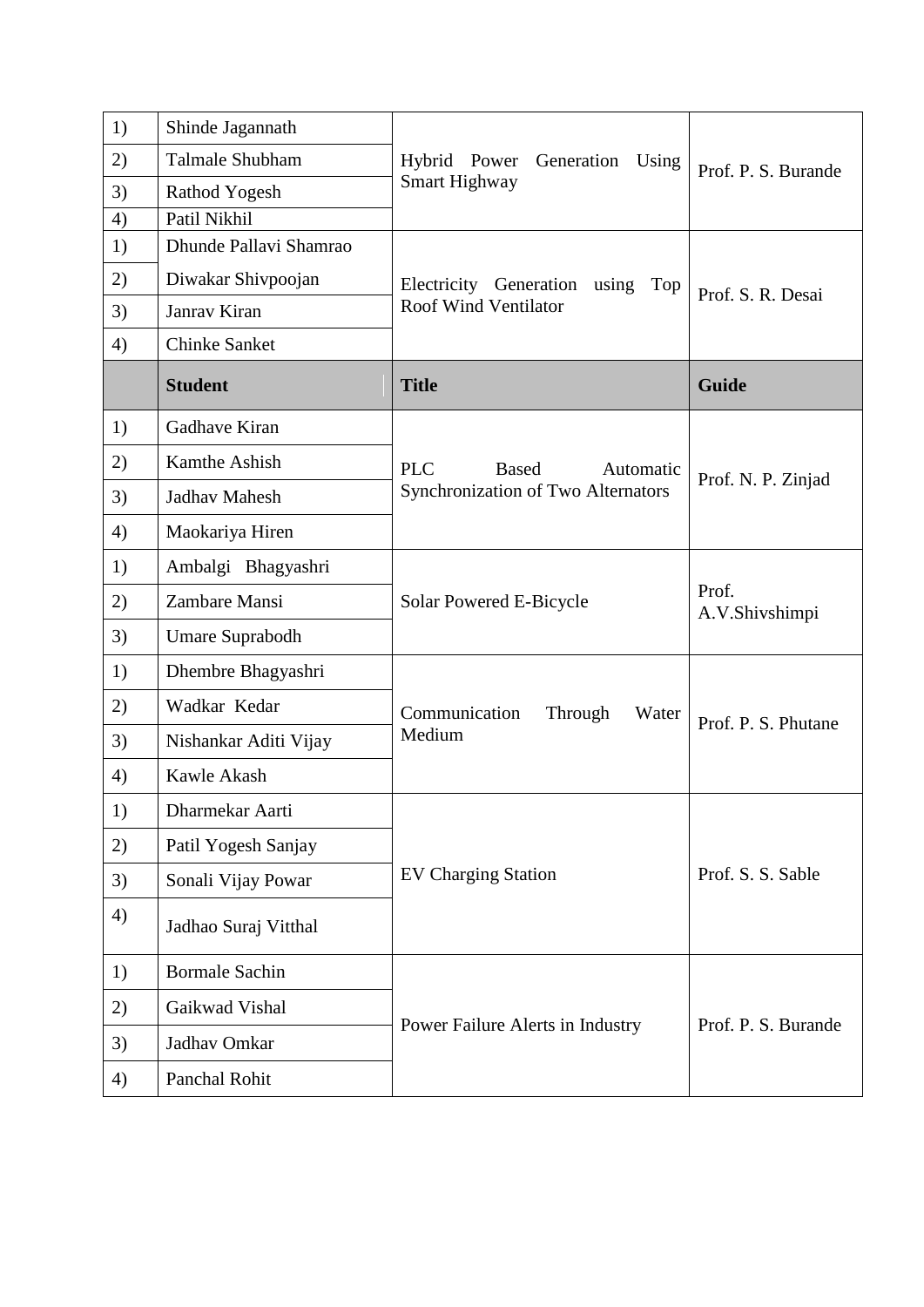| | | | |
|---|---|---|---|
| 1) | Shinde Jagannath | Hybrid Power Generation Using Smart Highway | Prof. P. S. Burande |
| 2) | Talmale Shubham | | |
| 3) | Rathod Yogesh | | |
| 4) | Patil Nikhil | | |
| 1) | Dhunde Pallavi Shamrao | Electricity Generation using Top Roof Wind Ventilator | Prof. S. R. Desai |
| 2) | Diwakar Shivpoojan | | |
| 3) | Janrav Kiran | | |
| 4) | Chinke Sanket | | |
| | **Student** | **Title** | **Guide** |
| 1) | Gadhave Kiran | PLC Based Automatic Synchronization of Two Alternators | Prof. N. P. Zinjad |
| 2) | Kamthe Ashish | | |
| 3) | Jadhav Mahesh | | |
| 4) | Maokariya Hiren | | |
| 1) | Ambalgi Bhagyashri | Solar Powered E-Bicycle | Prof. A.V.Shivshimpi |
| 2) | Zambare Mansi | | |
| 3) | Umare Suprabodh | | |
| 1) | Dhembre Bhagyashri | Communication Through Water Medium | Prof. P. S. Phutane |
| 2) | Wadkar Kedar | | |
| 3) | Nishankar Aditi Vijay | | |
| 4) | Kawle Akash | | |
| 1) | Dharmekar Aarti | EV Charging Station | Prof. S. S. Sable |
| 2) | Patil Yogesh Sanjay | | |
| 3) | Sonali Vijay Powar | | |
| 4) | Jadhao Suraj Vitthal | | |
| 1) | Bormale Sachin | Power Failure Alerts in Industry | Prof. P. S. Burande |
| 2) | Gaikwad Vishal | | |
| 3) | Jadhav Omkar | | |
| 4) | Panchal Rohit | | |